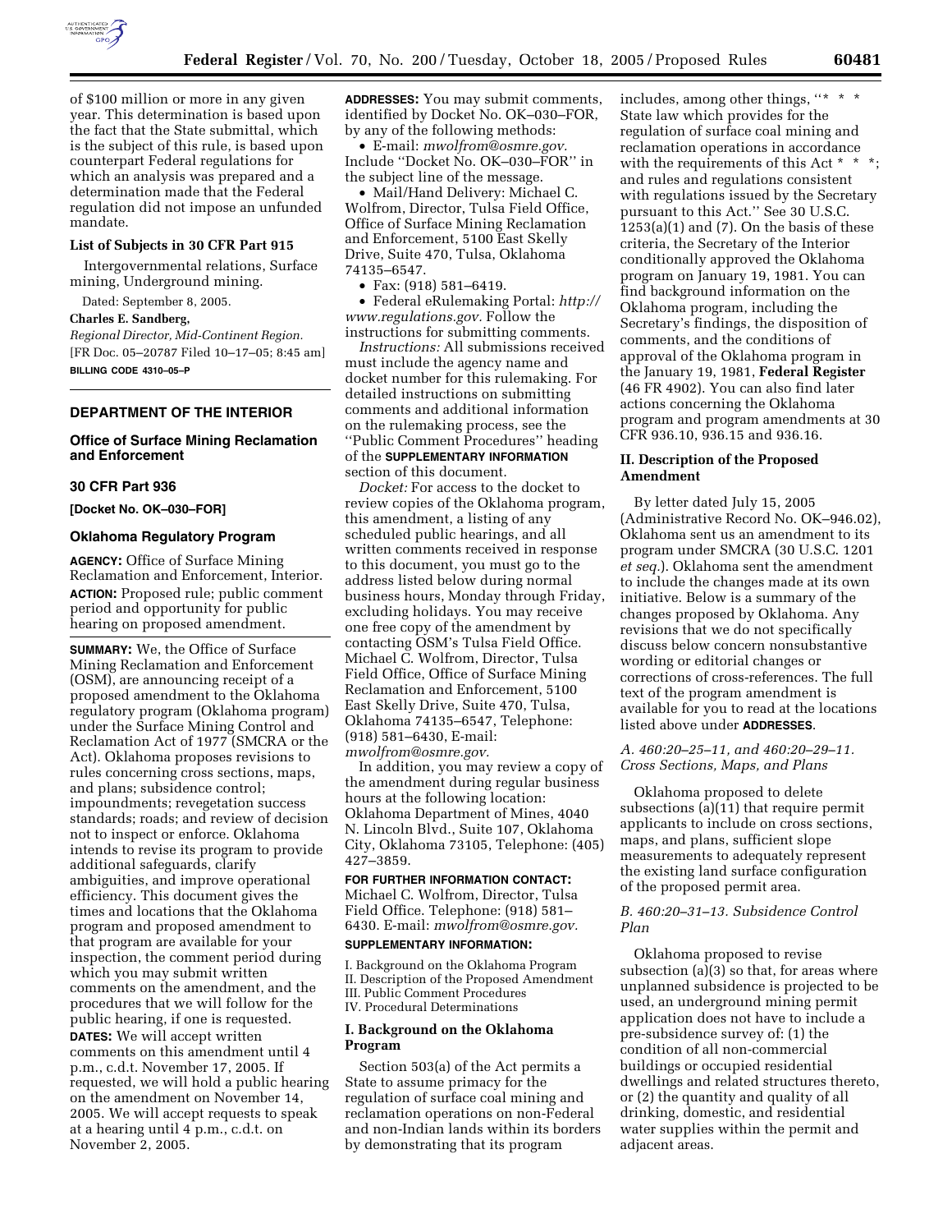of $100 million or more in any given year. This determination is based upon the fact that the State submittal, which is the subject of this rule, is based upon counterpart Federal regulations for which an analysis was prepared and a determination made that the Federal regulation did not impose an unfunded mandate.

**List of Subjects in 30 CFR Part 915**

Intergovernmental relations, Surface mining, Underground mining.

Dated: September 8, 2005.

**Charles E. Sandberg,**

*Regional Director, Mid-Continent Region.*

[FR Doc. 05–20787 Filed 10–17–05; 8:45 am]

**BILLING CODE 4310–05–P**

---

## DEPARTMENT OF THE INTERIOR

### Office of Surface Mining Reclamation and Enforcement

### 30 CFR Part 936

**[Docket No. OK–030–FOR]**

### Oklahoma Regulatory Program

**AGENCY:** Office of Surface Mining Reclamation and Enforcement, Interior.

**ACTION:** Proposed rule; public comment period and opportunity for public hearing on proposed amendment.

**SUMMARY:** We, the Office of Surface Mining Reclamation and Enforcement (OSM), are announcing receipt of a proposed amendment to the Oklahoma regulatory program (Oklahoma program) under the Surface Mining Control and Reclamation Act of 1977 (SMCRA or the Act). Oklahoma proposes revisions to rules concerning cross sections, maps, and plans; subsidence control; impoundments; revegetation success standards; roads; and review of decision not to inspect or enforce. Oklahoma intends to revise its program to provide additional safeguards, clarify ambiguities, and improve operational efficiency. This document gives the times and locations that the Oklahoma program and proposed amendment to that program are available for your inspection, the comment period during which you may submit written comments on the amendment, and the procedures that we will follow for the public hearing, if one is requested.

**DATES:** We will accept written comments on this amendment until 4 p.m., c.d.t. November 17, 2005. If requested, we will hold a public hearing on the amendment on November 14, 2005. We will accept requests to speak at a hearing until 4 p.m., c.d.t. on November 2, 2005.

**ADDRESSES:** You may submit comments, identified by Docket No. OK–030–FOR, by any of the following methods:

- E-mail: *mwolfrom@osmre.gov.* Include "Docket No. OK–030–FOR" in the subject line of the message.
- Mail/Hand Delivery: Michael C. Wolfrom, Director, Tulsa Field Office, Office of Surface Mining Reclamation and Enforcement, 5100 East Skelly Drive, Suite 470, Tulsa, Oklahoma 74135–6547.
- Fax: (918) 581–6419.
- Federal eRulemaking Portal: *http://www.regulations.gov.* Follow the instructions for submitting comments.

*Instructions:* All submissions received must include the agency name and docket number for this rulemaking. For detailed instructions on submitting comments and additional information on the rulemaking process, see the "Public Comment Procedures" heading of the **SUPPLEMENTARY INFORMATION** section of this document.

*Docket:* For access to the docket to review copies of the Oklahoma program, this amendment, a listing of any scheduled public hearings, and all written comments received in response to this document, you must go to the address listed below during normal business hours, Monday through Friday, excluding holidays. You may receive one free copy of the amendment by contacting OSM's Tulsa Field Office. Michael C. Wolfrom, Director, Tulsa Field Office, Office of Surface Mining Reclamation and Enforcement, 5100 East Skelly Drive, Suite 470, Tulsa, Oklahoma 74135–6547, Telephone: (918) 581–6430, E-mail: *mwolfrom@osmre.gov.*

In addition, you may review a copy of the amendment during regular business hours at the following location: Oklahoma Department of Mines, 4040 N. Lincoln Blvd., Suite 107, Oklahoma City, Oklahoma 73105, Telephone: (405) 427–3859.

**FOR FURTHER INFORMATION CONTACT:** Michael C. Wolfrom, Director, Tulsa Field Office. Telephone: (918) 581–6430. E-mail: *mwolfrom@osmre.gov.*

**SUPPLEMENTARY INFORMATION:**

I. Background on the Oklahoma Program
II. Description of the Proposed Amendment
III. Public Comment Procedures
IV. Procedural Determinations

## I. Background on the Oklahoma Program

Section 503(a) of the Act permits a State to assume primacy for the regulation of surface coal mining and reclamation operations on non-Federal and non-Indian lands within its borders by demonstrating that its program includes, among other things, "* * * State law which provides for the regulation of surface coal mining and reclamation operations in accordance with the requirements of this Act * * *; and rules and regulations consistent with regulations issued by the Secretary pursuant to this Act." See 30 U.S.C. 1253(a)(1) and (7). On the basis of these criteria, the Secretary of the Interior conditionally approved the Oklahoma program on January 19, 1981. You can find background information on the Oklahoma program, including the Secretary's findings, the disposition of comments, and the conditions of approval of the Oklahoma program in the January 19, 1981, **Federal Register** (46 FR 4902). You can also find later actions concerning the Oklahoma program and program amendments at 30 CFR 936.10, 936.15 and 936.16.

## II. Description of the Proposed Amendment

By letter dated July 15, 2005 (Administrative Record No. OK–946.02), Oklahoma sent us an amendment to its program under SMCRA (30 U.S.C. 1201 *et seq.*). Oklahoma sent the amendment to include the changes made at its own initiative. Below is a summary of the changes proposed by Oklahoma. Any revisions that we do not specifically discuss below concern nonsubstantive wording or editorial changes or corrections of cross-references. The full text of the program amendment is available for you to read at the locations listed above under **ADDRESSES**.

### *A. 460:20–25–11, and 460:20–29–11. Cross Sections, Maps, and Plans*

Oklahoma proposed to delete subsections (a)(11) that require permit applicants to include on cross sections, maps, and plans, sufficient slope measurements to adequately represent the existing land surface configuration of the proposed permit area.

### *B. 460:20–31–13. Subsidence Control Plan*

Oklahoma proposed to revise subsection (a)(3) so that, for areas where unplanned subsidence is projected to be used, an underground mining permit application does not have to include a pre-subsidence survey of: (1) the condition of all non-commercial buildings or occupied residential dwellings and related structures thereto, or (2) the quantity and quality of all drinking, domestic, and residential water supplies within the permit and adjacent areas.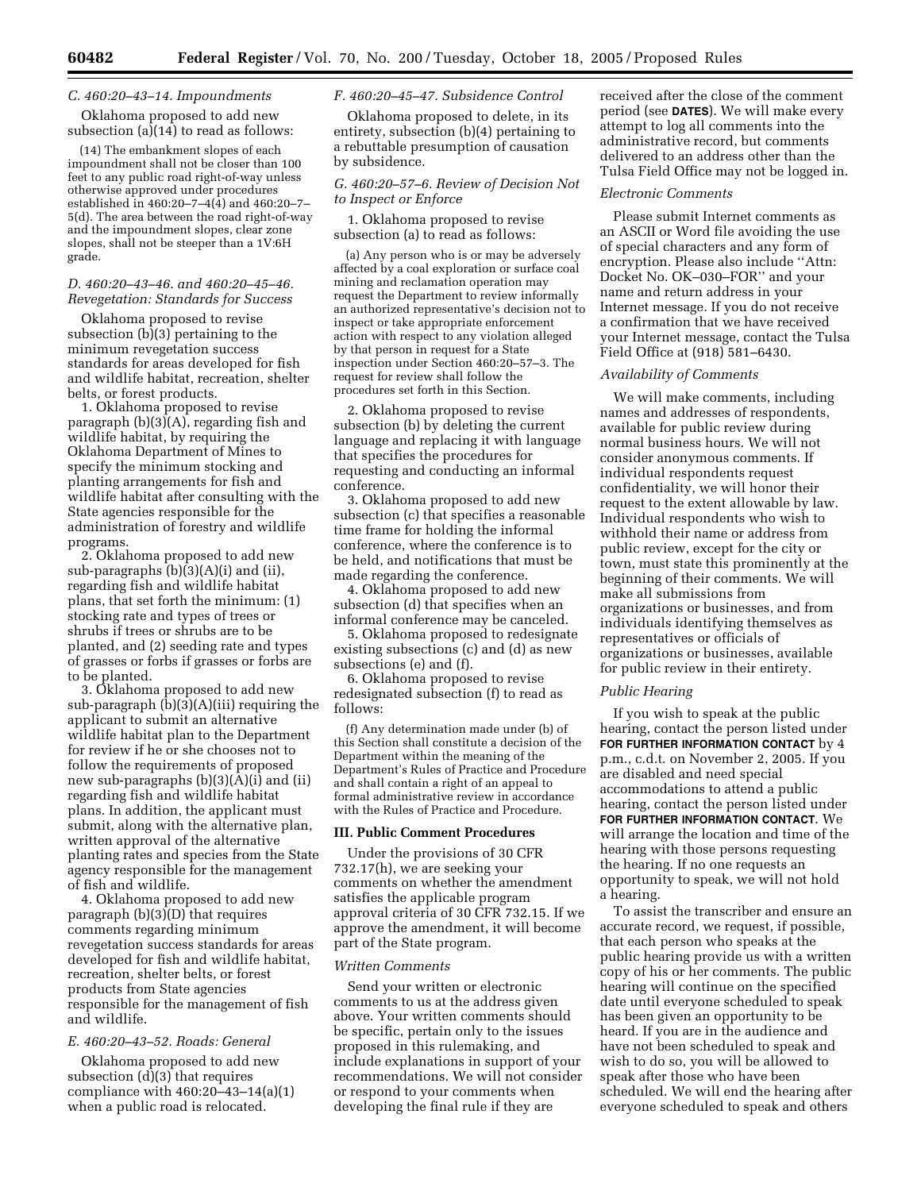### C. 460:20–43–14. Impoundments

Oklahoma proposed to add new subsection (a)(14) to read as follows:

> (14) The embankment slopes of each impoundment shall not be closer than 100 feet to any public road right-of-way unless otherwise approved under procedures established in 460:20–7–4(4) and 460:20–7–5(d). The area between the road right-of-way and the impoundment slopes, clear zone slopes, shall not be steeper than a 1V:6H grade.

### D. 460:20–43–46. and 460:20–45–46. Revegetation: Standards for Success

Oklahoma proposed to revise subsection (b)(3) pertaining to the minimum revegetation success standards for areas developed for fish and wildlife habitat, recreation, shelter belts, or forest products.

1. Oklahoma proposed to revise paragraph (b)(3)(A), regarding fish and wildlife habitat, by requiring the Oklahoma Department of Mines to specify the minimum stocking and planting arrangements for fish and wildlife habitat after consulting with the State agencies responsible for the administration of forestry and wildlife programs.

2. Oklahoma proposed to add new sub-paragraphs (b)(3)(A)(i) and (ii), regarding fish and wildlife habitat plans, that set forth the minimum: (1) stocking rate and types of trees or shrubs if trees or shrubs are to be planted, and (2) seeding rate and types of grasses or forbs if grasses or forbs are to be planted.

3. Oklahoma proposed to add new sub-paragraph (b)(3)(A)(iii) requiring the applicant to submit an alternative wildlife habitat plan to the Department for review if he or she chooses not to follow the requirements of proposed new sub-paragraphs (b)(3)(A)(i) and (ii) regarding fish and wildlife habitat plans. In addition, the applicant must submit, along with the alternative plan, written approval of the alternative planting rates and species from the State agency responsible for the management of fish and wildlife.

4. Oklahoma proposed to add new paragraph (b)(3)(D) that requires comments regarding minimum revegetation success standards for areas developed for fish and wildlife habitat, recreation, shelter belts, or forest products from State agencies responsible for the management of fish and wildlife.

### E. 460:20–43–52. Roads: General

Oklahoma proposed to add new subsection (d)(3) that requires compliance with 460:20–43–14(a)(1) when a public road is relocated.

### F. 460:20–45–47. Subsidence Control

Oklahoma proposed to delete, in its entirety, subsection (b)(4) pertaining to a rebuttable presumption of causation by subsidence.

### G. 460:20–57–6. Review of Decision Not to Inspect or Enforce

1. Oklahoma proposed to revise subsection (a) to read as follows:

> (a) Any person who is or may be adversely affected by a coal exploration or surface coal mining and reclamation operation may request the Department to review informally an authorized representative's decision not to inspect or take appropriate enforcement action with respect to any violation alleged by that person in request for a State inspection under Section 460:20–57–3. The request for review shall follow the procedures set forth in this Section.

2. Oklahoma proposed to revise subsection (b) by deleting the current language and replacing it with language that specifies the procedures for requesting and conducting an informal conference.

3. Oklahoma proposed to add new subsection (c) that specifies a reasonable time frame for holding the informal conference, where the conference is to be held, and notifications that must be made regarding the conference.

4. Oklahoma proposed to add new subsection (d) that specifies when an informal conference may be canceled.

5. Oklahoma proposed to redesignate existing subsections (c) and (d) as new subsections (e) and (f).

6. Oklahoma proposed to revise redesignated subsection (f) to read as follows:

> (f) Any determination made under (b) of this Section shall constitute a decision of the Department within the meaning of the Department's Rules of Practice and Procedure and shall contain a right of an appeal to formal administrative review in accordance with the Rules of Practice and Procedure.

## III. Public Comment Procedures

Under the provisions of 30 CFR 732.17(h), we are seeking your comments on whether the amendment satisfies the applicable program approval criteria of 30 CFR 732.15. If we approve the amendment, it will become part of the State program.

### Written Comments

Send your written or electronic comments to us at the address given above. Your written comments should be specific, pertain only to the issues proposed in this rulemaking, and include explanations in support of your recommendations. We will not consider or respond to your comments when developing the final rule if they are received after the close of the comment period (see **DATES**). We will make every attempt to log all comments into the administrative record, but comments delivered to an address other than the Tulsa Field Office may not be logged in.

### Electronic Comments

Please submit Internet comments as an ASCII or Word file avoiding the use of special characters and any form of encryption. Please also include "Attn: Docket No. OK–030–FOR" and your name and return address in your Internet message. If you do not receive a confirmation that we have received your Internet message, contact the Tulsa Field Office at (918) 581–6430.

### Availability of Comments

We will make comments, including names and addresses of respondents, available for public review during normal business hours. We will not consider anonymous comments. If individual respondents request confidentiality, we will honor their request to the extent allowable by law. Individual respondents who wish to withhold their name or address from public review, except for the city or town, must state this prominently at the beginning of their comments. We will make all submissions from organizations or businesses, and from individuals identifying themselves as representatives or officials of organizations or businesses, available for public review in their entirety.

### Public Hearing

If you wish to speak at the public hearing, contact the person listed under **FOR FURTHER INFORMATION CONTACT** by 4 p.m., c.d.t. on November 2, 2005. If you are disabled and need special accommodations to attend a public hearing, contact the person listed under **FOR FURTHER INFORMATION CONTACT**. We will arrange the location and time of the hearing with those persons requesting the hearing. If no one requests an opportunity to speak, we will not hold a hearing.

To assist the transcriber and ensure an accurate record, we request, if possible, that each person who speaks at the public hearing provide us with a written copy of his or her comments. The public hearing will continue on the specified date until everyone scheduled to speak has been given an opportunity to be heard. If you are in the audience and have not been scheduled to speak and wish to do so, you will be allowed to speak after those who have been scheduled. We will end the hearing after everyone scheduled to speak and others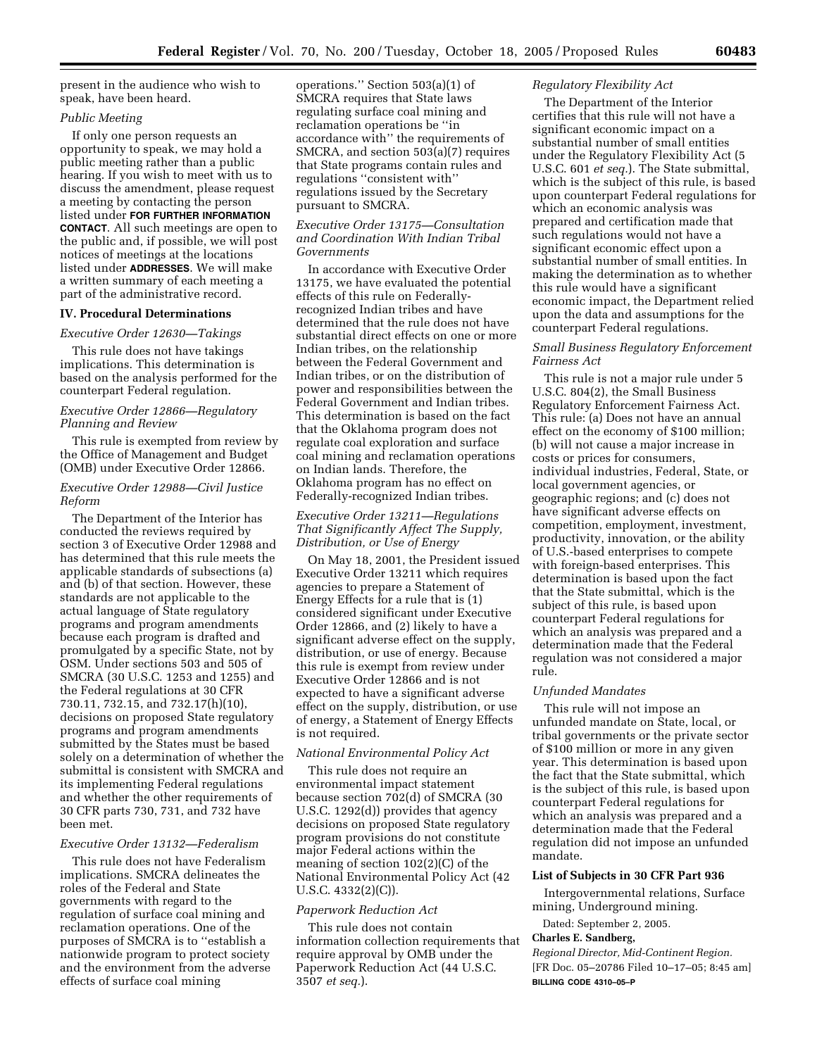present in the audience who wish to speak, have been heard.

*Public Meeting*

If only one person requests an opportunity to speak, we may hold a public meeting rather than a public hearing. If you wish to meet with us to discuss the amendment, please request a meeting by contacting the person listed under **FOR FURTHER INFORMATION CONTACT**. All such meetings are open to the public and, if possible, we will post notices of meetings at the locations listed under **ADDRESSES**. We will make a written summary of each meeting a part of the administrative record.

### IV. Procedural Determinations

*Executive Order 12630—Takings*

This rule does not have takings implications. This determination is based on the analysis performed for the counterpart Federal regulation.

*Executive Order 12866—Regulatory Planning and Review*

This rule is exempted from review by the Office of Management and Budget (OMB) under Executive Order 12866.

*Executive Order 12988—Civil Justice Reform*

The Department of the Interior has conducted the reviews required by section 3 of Executive Order 12988 and has determined that this rule meets the applicable standards of subsections (a) and (b) of that section. However, these standards are not applicable to the actual language of State regulatory programs and program amendments because each program is drafted and promulgated by a specific State, not by OSM. Under sections 503 and 505 of SMCRA (30 U.S.C. 1253 and 1255) and the Federal regulations at 30 CFR 730.11, 732.15, and 732.17(h)(10), decisions on proposed State regulatory programs and program amendments submitted by the States must be based solely on a determination of whether the submittal is consistent with SMCRA and its implementing Federal regulations and whether the other requirements of 30 CFR parts 730, 731, and 732 have been met.

*Executive Order 13132—Federalism*

This rule does not have Federalism implications. SMCRA delineates the roles of the Federal and State governments with regard to the regulation of surface coal mining and reclamation operations. One of the purposes of SMCRA is to "establish a nationwide program to protect society and the environment from the adverse effects of surface coal mining operations." Section 503(a)(1) of SMCRA requires that State laws regulating surface coal mining and reclamation operations be "in accordance with" the requirements of SMCRA, and section 503(a)(7) requires that State programs contain rules and regulations "consistent with" regulations issued by the Secretary pursuant to SMCRA.

*Executive Order 13175—Consultation and Coordination With Indian Tribal Governments*

In accordance with Executive Order 13175, we have evaluated the potential effects of this rule on Federally-recognized Indian tribes and have determined that the rule does not have substantial direct effects on one or more Indian tribes, on the relationship between the Federal Government and Indian tribes, or on the distribution of power and responsibilities between the Federal Government and Indian tribes. This determination is based on the fact that the Oklahoma program does not regulate coal exploration and surface coal mining and reclamation operations on Indian lands. Therefore, the Oklahoma program has no effect on Federally-recognized Indian tribes.

*Executive Order 13211—Regulations That Significantly Affect The Supply, Distribution, or Use of Energy*

On May 18, 2001, the President issued Executive Order 13211 which requires agencies to prepare a Statement of Energy Effects for a rule that is (1) considered significant under Executive Order 12866, and (2) likely to have a significant adverse effect on the supply, distribution, or use of energy. Because this rule is exempt from review under Executive Order 12866 and is not expected to have a significant adverse effect on the supply, distribution, or use of energy, a Statement of Energy Effects is not required.

*National Environmental Policy Act*

This rule does not require an environmental impact statement because section 702(d) of SMCRA (30 U.S.C. 1292(d)) provides that agency decisions on proposed State regulatory program provisions do not constitute major Federal actions within the meaning of section 102(2)(C) of the National Environmental Policy Act (42 U.S.C. 4332(2)(C)).

*Paperwork Reduction Act*

This rule does not contain information collection requirements that require approval by OMB under the Paperwork Reduction Act (44 U.S.C. 3507 *et seq.*).

*Regulatory Flexibility Act*

The Department of the Interior certifies that this rule will not have a significant economic impact on a substantial number of small entities under the Regulatory Flexibility Act (5 U.S.C. 601 *et seq.*). The State submittal, which is the subject of this rule, is based upon counterpart Federal regulations for which an economic analysis was prepared and certification made that such regulations would not have a significant economic effect upon a substantial number of small entities. In making the determination as to whether this rule would have a significant economic impact, the Department relied upon the data and assumptions for the counterpart Federal regulations.

*Small Business Regulatory Enforcement Fairness Act*

This rule is not a major rule under 5 U.S.C. 804(2), the Small Business Regulatory Enforcement Fairness Act. This rule: (a) Does not have an annual effect on the economy of $100 million; (b) will not cause a major increase in costs or prices for consumers, individual industries, Federal, State, or local government agencies, or geographic regions; and (c) does not have significant adverse effects on competition, employment, investment, productivity, innovation, or the ability of U.S.-based enterprises to compete with foreign-based enterprises. This determination is based upon the fact that the State submittal, which is the subject of this rule, is based upon counterpart Federal regulations for which an analysis was prepared and a determination made that the Federal regulation was not considered a major rule.

*Unfunded Mandates*

This rule will not impose an unfunded mandate on State, local, or tribal governments or the private sector of $100 million or more in any given year. This determination is based upon the fact that the State submittal, which is the subject of this rule, is based upon counterpart Federal regulations for which an analysis was prepared and a determination made that the Federal regulation did not impose an unfunded mandate.

### List of Subjects in 30 CFR Part 936

Intergovernmental relations, Surface mining, Underground mining.

Dated: September 2, 2005.

**Charles E. Sandberg,**

*Regional Director, Mid-Continent Region.*

[FR Doc. 05–20786 Filed 10–17–05; 8:45 am]

**BILLING CODE 4310–05–P**